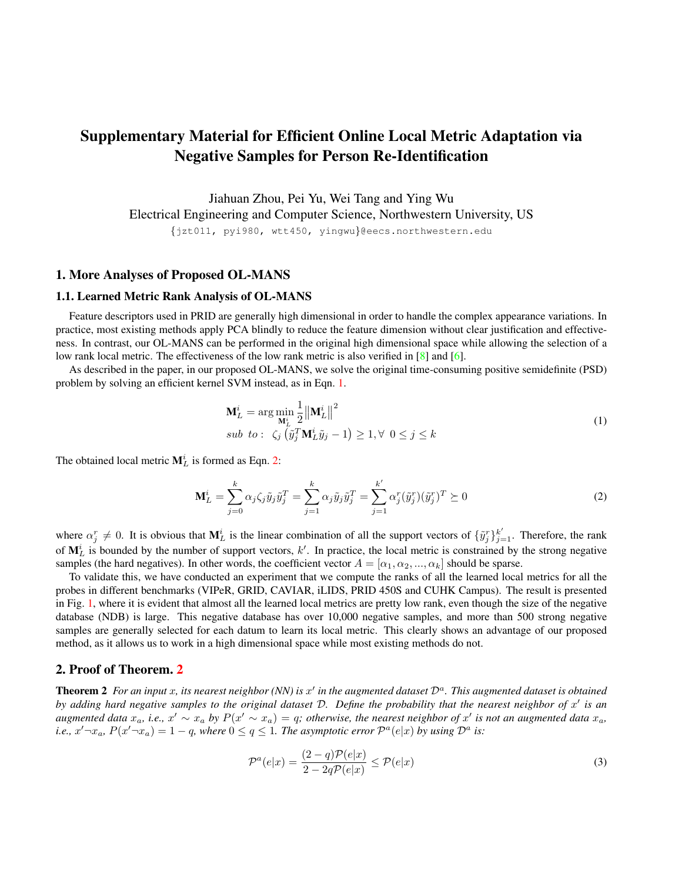# Supplementary Material for Efficient Online Local Metric Adaptation via Negative Samples for Person Re-Identification

Jiahuan Zhou, Pei Yu, Wei Tang and Ying Wu
Electrical Engineering and Computer Science, Northwestern University, US
{jzt011, pyi980, wtt450, yingwu}@eecs.northwestern.edu

## 1. More Analyses of Proposed OL-MANS

### 1.1. Learned Metric Rank Analysis of OL-MANS

Feature descriptors used in PRID are generally high dimensional in order to handle the complex appearance variations. In practice, most existing methods apply PCA blindly to reduce the feature dimension without clear justification and effectiveness. In contrast, our OL-MANS can be performed in the original high dimensional space while allowing the selection of a low rank local metric. The effectiveness of the low rank metric is also verified in [8] and [6].

As described in the paper, in our proposed OL-MANS, we solve the original time-consuming positive semidefinite (PSD) problem by solving an efficient kernel SVM instead, as in Eqn. 1.

$$
\begin{aligned}
&\mathbf{M}_L^i = \arg\min_{\mathbf{M}_L^i} \frac{1}{2}\left\|\mathbf{M}_L^i\right\|^2 \\
&sub\ \ to: \ \ \zeta_j\left(\tilde{y}_j^T \mathbf{M}_L^i \tilde{y}_j - 1\right) \geq 1, \forall \ \ 0 \leq j \leq k
\end{aligned}
\tag{1}
$$

The obtained local metric $\mathbf{M}_L^i$ is formed as Eqn. 2:

$$
\mathbf{M}_L^i = \sum_{j=0}^{k} \alpha_j \zeta_j \tilde{y}_j \tilde{y}_j^T = \sum_{j=1}^{k} \alpha_j \tilde{y}_j \tilde{y}_j^T = \sum_{j=1}^{k'} \alpha_j^r (\tilde{y}_j^r)(\tilde{y}_j^r)^T \succeq 0
\tag{2}
$$

where $\alpha_j^r \neq 0$. It is obvious that $\mathbf{M}_L^i$ is the linear combination of all the support vectors of $\{\tilde{y}_j^r\}_{j=1}^{k'}$. Therefore, the rank of $\mathbf{M}_L^i$ is bounded by the number of support vectors, $k'$. In practice, the local metric is constrained by the strong negative samples (the hard negatives). In other words, the coefficient vector $A = [\alpha_1, \alpha_2, ..., \alpha_k]$ should be sparse.

To validate this, we have conducted an experiment that we compute the ranks of all the learned local metrics for all the probes in different benchmarks (VIPeR, GRID, CAVIAR, iLIDS, PRID 450S and CUHK Campus). The result is presented in Fig. 1, where it is evident that almost all the learned local metrics are pretty low rank, even though the size of the negative database (NDB) is large. This negative database has over 10,000 negative samples, and more than 500 strong negative samples are generally selected for each datum to learn its local metric. This clearly shows an advantage of our proposed method, as it allows us to work in a high dimensional space while most existing methods do not.

## 2. Proof of Theorem. 2

**Theorem 2** *For an input $x$, its nearest neighbor (NN) is $x'$ in the augmented dataset $\mathcal{D}^a$. This augmented dataset is obtained by adding hard negative samples to the original dataset $\mathcal{D}$. Define the probability that the nearest neighbor of $x'$ is an augmented data $x_a$, i.e., $x' \sim x_a$ by $P(x' \sim x_a) = q$; otherwise, the nearest neighbor of $x'$ is not an augmented data $x_a$, i.e., $x' \neg x_a$, $P(x' \neg x_a) = 1 - q$, where $0 \leq q \leq 1$. The asymptotic error $\mathcal{P}^a(e|x)$ by using $\mathcal{D}^a$ is:*

$$
\mathcal{P}^a(e|x) = \frac{(2-q)\mathcal{P}(e|x)}{2 - 2q\mathcal{P}(e|x)} \leq \mathcal{P}(e|x)
\tag{3}
$$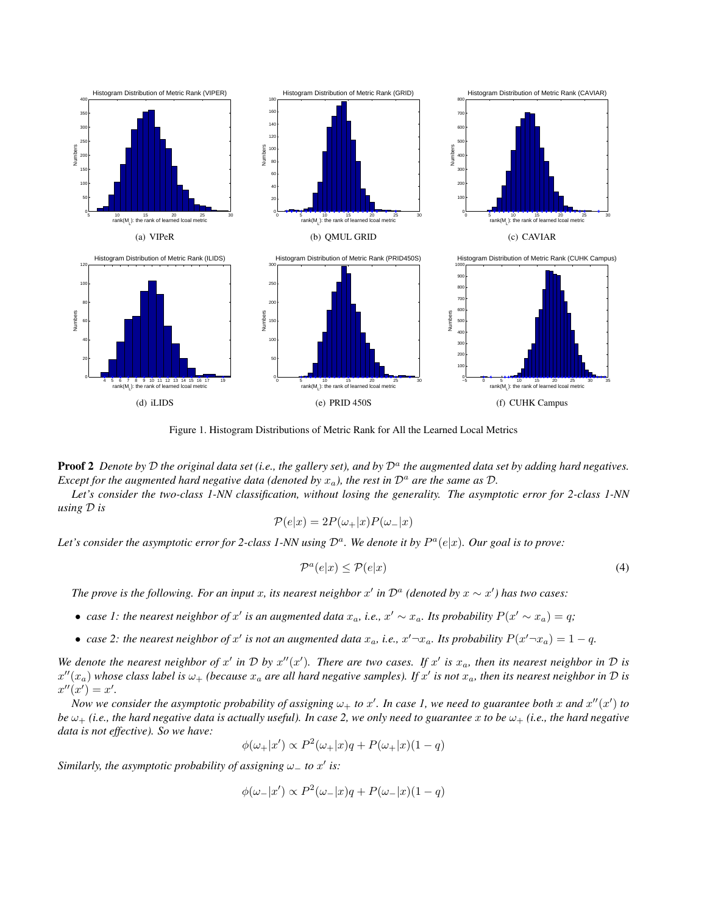(a) VIPeR

(b) QMUL GRID

(c) CAVIAR

(d) iLIDS

(e) PRID 450S

(f) CUHK Campus

Figure 1. Histogram Distributions of Metric Rank for All the Learned Local Metrics

**Proof 2** *Denote by $\mathcal{D}$ the original data set (i.e., the gallery set), and by $\mathcal{D}^a$ the augmented data set by adding hard negatives. Except for the augmented hard negative data (denoted by $x_a$), the rest in $\mathcal{D}^a$ are the same as $\mathcal{D}$.*

*Let's consider the two-class 1-NN classification, without losing the generality. The asymptotic error for 2-class 1-NN using $\mathcal{D}$ is*

$$\mathcal{P}(e|x) = 2P(\omega_+|x)P(\omega_-|x)$$

*Let's consider the asymptotic error for 2-class 1-NN using $\mathcal{D}^a$. We denote it by $P^a(e|x)$. Our goal is to prove:*

$$\mathcal{P}^a(e|x) \leq \mathcal{P}(e|x) \tag{4}$$

*The prove is the following. For an input $x$, its nearest neighbor $x'$ in $\mathcal{D}^a$ (denoted by $x \sim x'$) has two cases:*

- *case 1: the nearest neighbor of $x'$ is an augmented data $x_a$, i.e., $x' \sim x_a$. Its probability $P(x' \sim x_a) = q$;*
- *case 2: the nearest neighbor of $x'$ is not an augmented data $x_a$, i.e., $x' \neg x_a$. Its probability $P(x' \neg x_a) = 1 - q$.*

*We denote the nearest neighbor of $x'$ in $\mathcal{D}$ by $x''(x')$. There are two cases. If $x'$ is $x_a$, then its nearest neighbor in $\mathcal{D}$ is $x''(x_a)$ whose class label is $\omega_+$ (because $x_a$ are all hard negative samples). If $x'$ is not $x_a$, then its nearest neighbor in $\mathcal{D}$ is $x''(x') = x'$.*

*Now we consider the asymptotic probability of assigning $\omega_+$ to $x'$. In case 1, we need to guarantee both $x$ and $x''(x')$ to be $\omega_+$ (i.e., the hard negative data is actually useful). In case 2, we only need to guarantee $x$ to be $\omega_+$ (i.e., the hard negative data is not effective). So we have:*

$$\phi(\omega_+|x') \propto P^2(\omega_+|x)q + P(\omega_+|x)(1 - q)$$

*Similarly, the asymptotic probability of assigning $\omega_-$ to $x'$ is:*

$$\phi(\omega_-|x') \propto P^2(\omega_-|x)q + P(\omega_-|x)(1 - q)$$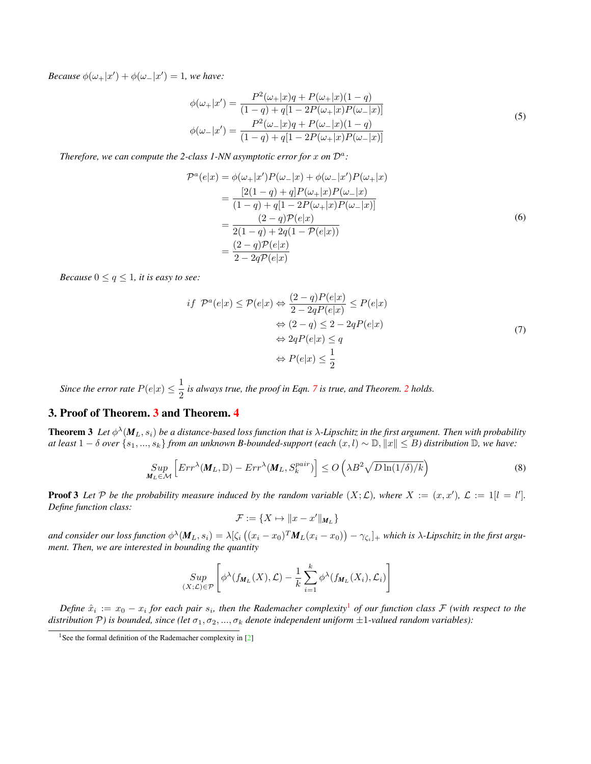*Because $\phi(\omega_+|x') + \phi(\omega_-|x') = 1$, we have:*

$$
\begin{aligned}
\phi(\omega_+|x') &= \frac{P^2(\omega_+|x)q + P(\omega_+|x)(1-q)}{(1-q) + q[1 - 2P(\omega_+|x)P(\omega_-|x)]} \\
\phi(\omega_-|x') &= \frac{P^2(\omega_-|x)q + P(\omega_-|x)(1-q)}{(1-q) + q[1 - 2P(\omega_+|x)P(\omega_-|x)]}
\end{aligned}
\tag{5}
$$

*Therefore, we can compute the 2-class 1-NN asymptotic error for $x$ on $\mathcal{D}^a$:*

$$
\begin{aligned}
\mathcal{P}^a(e|x) &= \phi(\omega_+|x')P(\omega_-|x) + \phi(\omega_-|x')P(\omega_+|x) \\
&= \frac{[2(1-q) + q]P(\omega_+|x)P(\omega_-|x)}{(1-q) + q[1 - 2P(\omega_+|x)P(\omega_-|x)]} \\
&= \frac{(2-q)\mathcal{P}(e|x)}{2(1-q) + 2q(1 - \mathcal{P}(e|x))} \\
&= \frac{(2-q)\mathcal{P}(e|x)}{2 - 2q\mathcal{P}(e|x)}
\end{aligned}
\tag{6}
$$

*Because $0 \leq q \leq 1$, it is easy to see:*

$$
\begin{aligned}
if\ \ \mathcal{P}^a(e|x) \leq \mathcal{P}(e|x) &\Leftrightarrow \frac{(2-q)P(e|x)}{2 - 2qP(e|x)} \leq P(e|x) \\
&\Leftrightarrow (2-q) \leq 2 - 2qP(e|x) \\
&\Leftrightarrow 2qP(e|x) \leq q \\
&\Leftrightarrow P(e|x) \leq \frac{1}{2}
\end{aligned}
\tag{7}
$$

*Since the error rate $P(e|x) \leq \dfrac{1}{2}$ is always true, the proof in Eqn. 7 is true, and Theorem. 2 holds.*

## 3. Proof of Theorem. 3 and Theorem. 4

**Theorem 3** *Let $\phi^\lambda(\boldsymbol{M}_L, s_i)$ be a distance-based loss function that is $\lambda$-Lipschitz in the first argument. Then with probability at least $1-\delta$ over $\{s_1, ..., s_k\}$ from an unknown $B$-bounded-support (each $(x,l) \sim \mathbb{D}, \|x\| \leq B$) distribution $\mathbb{D}$, we have:*

$$
\underset{\boldsymbol{M}_L \in \mathcal{M}}{Sup} \left[ Err^\lambda(\boldsymbol{M}_L, \mathbb{D}) - Err^\lambda(\boldsymbol{M}_L, S_k^{pair}) \right] \leq O\left( \lambda B^2 \sqrt{D \ln(1/\delta)/k} \right)
\tag{8}
$$

**Proof 3** *Let $\mathcal{P}$ be the probability measure induced by the random variable $(X; \mathcal{L})$, where $X := (x, x')$, $\mathcal{L} := 1[l = l']$. Define function class:*

$$
\mathcal{F} := \{X \mapsto \|x - x'\|_{\boldsymbol{M}_L}\}
$$

*and consider our loss function $\phi^\lambda(\boldsymbol{M}_L, s_i) = \lambda[\zeta_i\left((x_i - x_0)^T \boldsymbol{M}_L (x_i - x_0)\right) - \gamma_{\zeta_i}]_+$ which is $\lambda$-Lipschitz in the first argument. Then, we are interested in bounding the quantity*

$$
\underset{(X;\mathcal{L}) \in \mathcal{P}}{Sup} \left[ \phi^\lambda(f_{\boldsymbol{M}_L}(X), \mathcal{L}) - \frac{1}{k}\sum_{i=1}^{k} \phi^\lambda(f_{\boldsymbol{M}_L}(X_i), \mathcal{L}_i) \right]
$$

*Define $\hat{x}_i := x_0 - x_i$ for each pair $s_i$, then the Rademacher complexity[1] of our function class $\mathcal{F}$ (with respect to the distribution $\mathcal{P}$) is bounded, since (let $\sigma_1, \sigma_2, ..., \sigma_k$ denote independent uniform $\pm 1$-valued random variables):*

[1] See the formal definition of the Rademacher complexity in [2]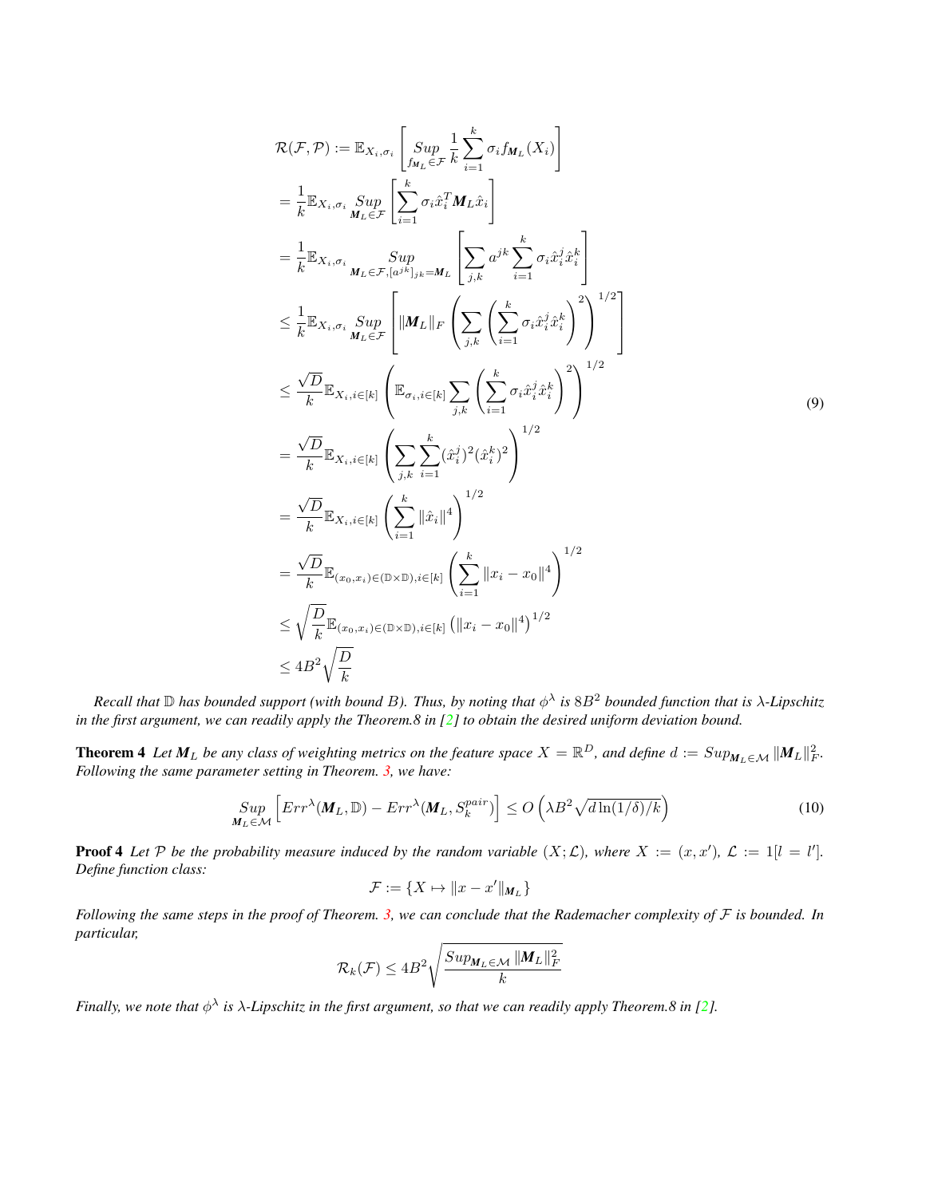$$
\begin{aligned}
\mathcal{R}(\mathcal{F},\mathcal{P}) &:= \mathbb{E}_{X_i,\sigma_i}\left[\underset{f_{\boldsymbol{M}_L}\in\mathcal{F}}{Sup}\frac{1}{k}\sum_{i=1}^{k}\sigma_i f_{\boldsymbol{M}_L}(X_i)\right] \\
&= \frac{1}{k}\mathbb{E}_{X_i,\sigma_i}\underset{\boldsymbol{M}_L\in\mathcal{F}}{Sup}\left[\sum_{i=1}^{k}\sigma_i \hat{x}_i^T \boldsymbol{M}_L \hat{x}_i\right] \\
&= \frac{1}{k}\mathbb{E}_{X_i,\sigma_i}\underset{\boldsymbol{M}_L\in\mathcal{F},[a^{jk}]_{jk}=\boldsymbol{M}_L}{Sup}\left[\sum_{j,k}a^{jk}\sum_{i=1}^{k}\sigma_i \hat{x}_i^j \hat{x}_i^k\right] \\
&\leq \frac{1}{k}\mathbb{E}_{X_i,\sigma_i}\underset{\boldsymbol{M}_L\in\mathcal{F}}{Sup}\left[\|\boldsymbol{M}_L\|_F\left(\sum_{j,k}\left(\sum_{i=1}^{k}\sigma_i \hat{x}_i^j \hat{x}_i^k\right)^2\right)^{1/2}\right] \\
&\leq \frac{\sqrt{D}}{k}\mathbb{E}_{X_i,i\in[k]}\left(\mathbb{E}_{\sigma_i,i\in[k]}\sum_{j,k}\left(\sum_{i=1}^{k}\sigma_i \hat{x}_i^j \hat{x}_i^k\right)^2\right)^{1/2} \\
&= \frac{\sqrt{D}}{k}\mathbb{E}_{X_i,i\in[k]}\left(\sum_{j,k}\sum_{i=1}^{k}(\hat{x}_i^j)^2(\hat{x}_i^k)^2\right)^{1/2} \\
&= \frac{\sqrt{D}}{k}\mathbb{E}_{X_i,i\in[k]}\left(\sum_{i=1}^{k}\|\hat{x}_i\|^4\right)^{1/2} \\
&= \frac{\sqrt{D}}{k}\mathbb{E}_{(x_0,x_i)\in(\mathbb{D}\times\mathbb{D}),i\in[k]}\left(\sum_{i=1}^{k}\|x_i-x_0\|^4\right)^{1/2} \\
&\leq \sqrt{\frac{D}{k}}\mathbb{E}_{(x_0,x_i)\in(\mathbb{D}\times\mathbb{D}),i\in[k]}\left(\|x_i-x_0\|^4\right)^{1/2} \\
&\leq 4B^2\sqrt{\frac{D}{k}}
\end{aligned}
\tag{9}
$$

*Recall that $\mathbb{D}$ has bounded support (with bound $B$). Thus, by noting that $\phi^\lambda$ is $8B^2$ bounded function that is $\lambda$-Lipschitz in the first argument, we can readily apply the Theorem.8 in [2] to obtain the desired uniform deviation bound.*

**Theorem 4** *Let $\boldsymbol{M}_L$ be any class of weighting metrics on the feature space $X = \mathbb{R}^D$, and define $d := Sup_{\boldsymbol{M}_L\in\mathcal{M}}\|\boldsymbol{M}_L\|_F^2$. Following the same parameter setting in Theorem. 3, we have:*

$$
\underset{\boldsymbol{M}_L\in\mathcal{M}}{Sup}\left[Err^\lambda(\boldsymbol{M}_L,\mathbb{D}) - Err^\lambda(\boldsymbol{M}_L,S_k^{pair})\right] \leq O\left(\lambda B^2\sqrt{d\ln(1/\delta)/k}\right)
\tag{10}
$$

**Proof 4** *Let $\mathcal{P}$ be the probability measure induced by the random variable $(X;\mathcal{L})$, where $X := (x,x')$, $\mathcal{L} := 1[l = l']$. Define function class:*

$$
\mathcal{F} := \{X \mapsto \|x - x'\|_{\boldsymbol{M}_L}\}
$$

*Following the same steps in the proof of Theorem. 3, we can conclude that the Rademacher complexity of $\mathcal{F}$ is bounded. In particular,*

$$
\mathcal{R}_k(\mathcal{F}) \leq 4B^2\sqrt{\frac{Sup_{\boldsymbol{M}_L\in\mathcal{M}}\|\boldsymbol{M}_L\|_F^2}{k}}
$$

*Finally, we note that $\phi^\lambda$ is $\lambda$-Lipschitz in the first argument, so that we can readily apply Theorem.8 in [2].*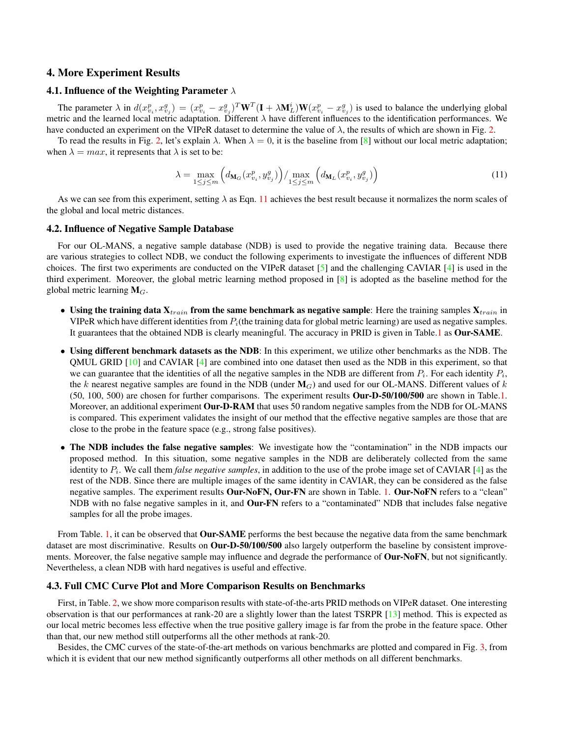## 4. More Experiment Results

### 4.1. Influence of the Weighting Parameter $\lambda$

The parameter $\lambda$ in $d(x^p_{v_i}, x^g_{v_j}) = (x^p_{v_i} - x^g_{v_j})^T \mathbf{W}^T (\mathbf{I} + \lambda \mathbf{M}^i_L) \mathbf{W} (x^p_{v_i} - x^g_{v_j})$ is used to balance the underlying global metric and the learned local metric adaptation. Different $\lambda$ have different influences to the identification performances. We have conducted an experiment on the VIPeR dataset to determine the value of $\lambda$, the results of which are shown in Fig. 2.

To read the results in Fig. 2, let's explain $\lambda$. When $\lambda = 0$, it is the baseline from [8] without our local metric adaptation; when $\lambda = max$, it represents that $\lambda$ is set to be:

$$\lambda = \max_{1 \le j \le m} \left( d_{\mathbf{M}_G}(x^p_{v_i}, y^g_{v_j}) \right) / \max_{1 \le j \le m} \left( d_{\mathbf{M}_L}(x^p_{v_i}, y^g_{v_j}) \right) \tag{11}$$

As we can see from this experiment, setting $\lambda$ as Eqn. 11 achieves the best result because it normalizes the norm scales of the global and local metric distances.

### 4.2. Influence of Negative Sample Database

For our OL-MANS, a negative sample database (NDB) is used to provide the negative training data. Because there are various strategies to collect NDB, we conduct the following experiments to investigate the influences of different NDB choices. The first two experiments are conducted on the VIPeR dataset [5] and the challenging CAVIAR [4] is used in the third experiment. Moreover, the global metric learning method proposed in [8] is adopted as the baseline method for the global metric learning $\mathbf{M}_G$.

- **Using the training data $\mathbf{X}_{train}$ from the same benchmark as negative sample**: Here the training samples $\mathbf{X}_{train}$ in VIPeR which have different identities from $P_i$(the training data for global metric learning) are used as negative samples. It guarantees that the obtained NDB is clearly meaningful. The accuracy in PRID is given in Table.1 as **Our-SAME**.

- **Using different benchmark datasets as the NDB**: In this experiment, we utilize other benchmarks as the NDB. The QMUL GRID [10] and CAVIAR [4] are combined into one dataset then used as the NDB in this experiment, so that we can guarantee that the identities of all the negative samples in the NDB are different from $P_i$. For each identity $P_i$, the $k$ nearest negative samples are found in the NDB (under $\mathbf{M}_G$) and used for our OL-MANS. Different values of $k$ (50, 100, 500) are chosen for further comparisons. The experiment results **Our-D-50/100/500** are shown in Table.1. Moreover, an additional experiment **Our-D-RAM** that uses 50 random negative samples from the NDB for OL-MANS is compared. This experiment validates the insight of our method that the effective negative samples are those that are close to the probe in the feature space (e.g., strong false positives).

- **The NDB includes the false negative samples**: We investigate how the "contamination" in the NDB impacts our proposed method. In this situation, some negative samples in the NDB are deliberately collected from the same identity to $P_i$. We call them *false negative samples*, in addition to the use of the probe image set of CAVIAR [4] as the rest of the NDB. Since there are multiple images of the same identity in CAVIAR, they can be considered as the false negative samples. The experiment results **Our-NoFN, Our-FN** are shown in Table. 1. **Our-NoFN** refers to a "clean" NDB with no false negative samples in it, and **Our-FN** refers to a "contaminated" NDB that includes false negative samples for all the probe images.

From Table. 1, it can be observed that **Our-SAME** performs the best because the negative data from the same benchmark dataset are most discriminative. Results on **Our-D-50/100/500** also largely outperform the baseline by consistent improvements. Moreover, the false negative sample may influence and degrade the performance of **Our-NoFN**, but not significantly. Nevertheless, a clean NDB with hard negatives is useful and effective.

### 4.3. Full CMC Curve Plot and More Comparison Results on Benchmarks

First, in Table. 2, we show more comparison results with state-of-the-arts PRID methods on VIPeR dataset. One interesting observation is that our performances at rank-20 are a slightly lower than the latest TSRPR [13] method. This is expected as our local metric becomes less effective when the true positive gallery image is far from the probe in the feature space. Other than that, our new method still outperforms all the other methods at rank-20.

Besides, the CMC curves of the state-of-the-art methods on various benchmarks are plotted and compared in Fig. 3, from which it is evident that our new method significantly outperforms all other methods on all different benchmarks.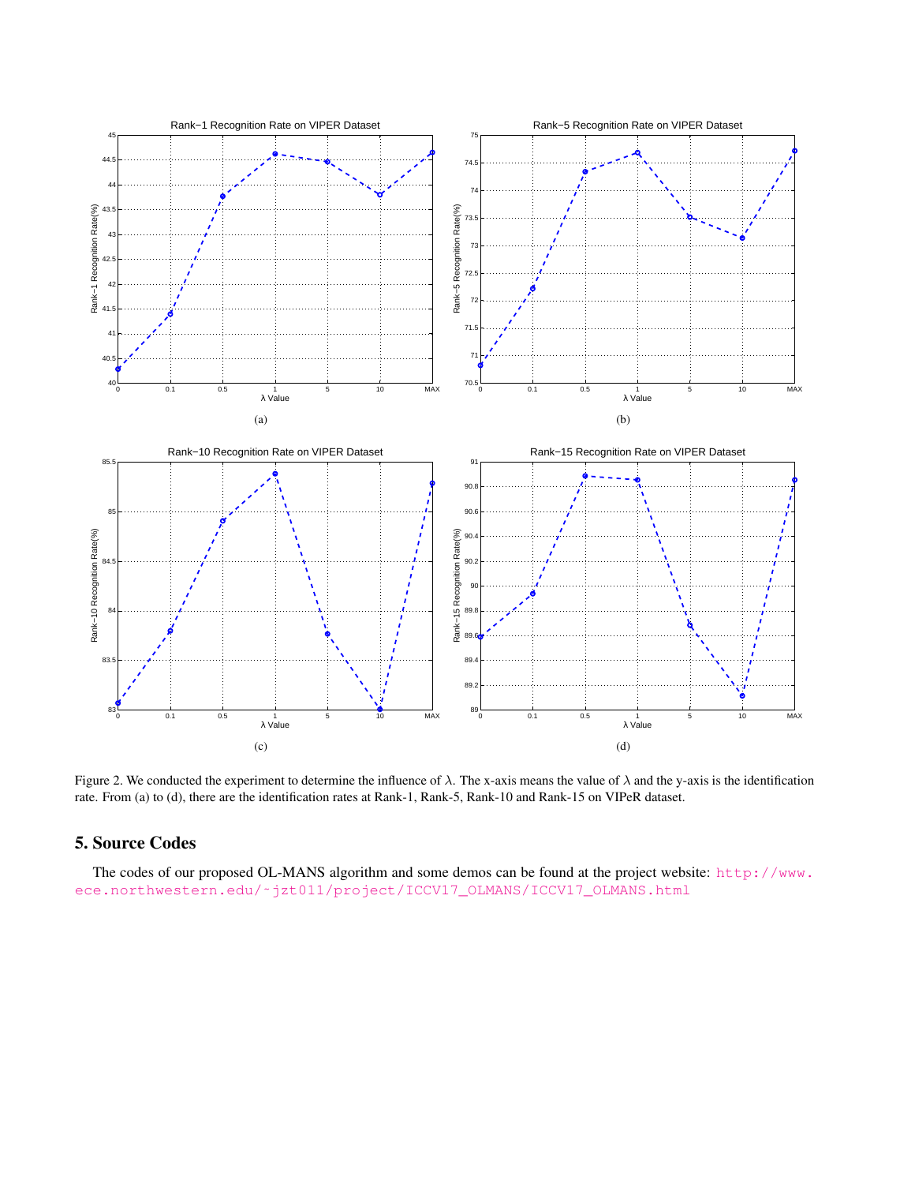Figure 2. We conducted the experiment to determine the influence of $\lambda$. The x-axis means the value of $\lambda$ and the y-axis is the identification rate. From (a) to (d), there are the identification rates at Rank-1, Rank-5, Rank-10 and Rank-15 on VIPeR dataset.

## 5. Source Codes

The codes of our proposed OL-MANS algorithm and some demos can be found at the project website: http://www.ece.northwestern.edu/~jzt011/project/ICCV17_OLMANS/ICCV17_OLMANS.html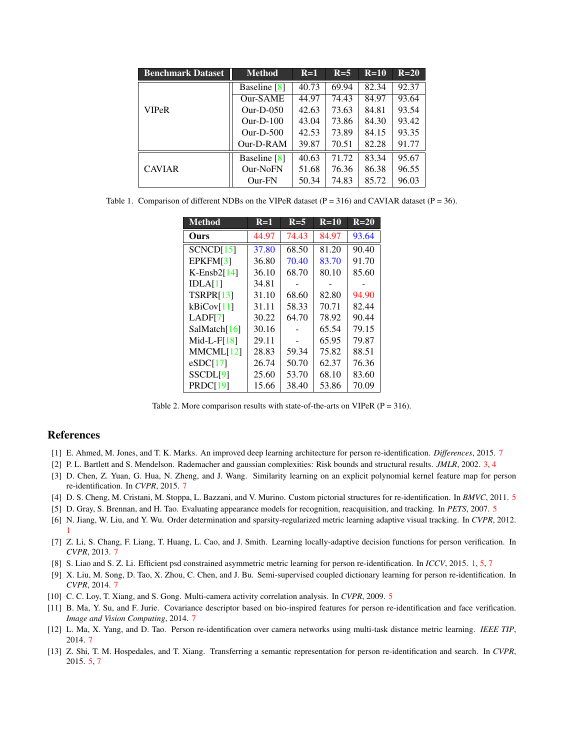| Benchmark Dataset | Method | R=1 | R=5 | R=10 | R=20 |
|---|---|---|---|---|---|
| VIPeR | Baseline [8] | 40.73 | 69.94 | 82.34 | 92.37 |
| | Our-SAME | 44.97 | 74.43 | 84.97 | 93.64 |
| | Our-D-050 | 42.63 | 73.63 | 84.81 | 93.54 |
| | Our-D-100 | 43.04 | 73.86 | 84.30 | 93.42 |
| | Our-D-500 | 42.53 | 73.89 | 84.15 | 93.35 |
| | Our-D-RAM | 39.87 | 70.51 | 82.28 | 91.77 |
| CAVIAR | Baseline [8] | 40.63 | 71.72 | 83.34 | 95.67 |
| | Our-NoFN | 51.68 | 76.36 | 86.38 | 96.55 |
| | Our-FN | 50.34 | 74.83 | 85.72 | 96.03 |

Table 1. Comparison of different NDBs on the VIPeR dataset (P = 316) and CAVIAR dataset (P = 36).

| Method | R=1 | R=5 | R=10 | R=20 |
|---|---|---|---|---|
| **Ours** | 44.97 | 74.43 | 84.97 | 93.64 |
| SCNCD[15] | 37.80 | 68.50 | 81.20 | 90.40 |
| EPKFM[3] | 36.80 | 70.40 | 83.70 | 91.70 |
| K-Ensb2[14] | 36.10 | 68.70 | 80.10 | 85.60 |
| IDLA[1] | 34.81 | - | - | - |
| TSRPR[13] | 31.10 | 68.60 | 82.80 | 94.90 |
| kBiCov[11] | 31.11 | 58.33 | 70.71 | 82.44 |
| LADF[7] | 30.22 | 64.70 | 78.92 | 90.44 |
| SalMatch[16] | 30.16 | - | 65.54 | 79.15 |
| Mid-L-F[18] | 29.11 | - | 65.95 | 79.87 |
| MMCML[12] | 28.83 | 59.34 | 75.82 | 88.51 |
| eSDC[17] | 26.74 | 50.70 | 62.37 | 76.36 |
| SSCDL[9] | 25.60 | 53.70 | 68.10 | 83.60 |
| PRDC[19] | 15.66 | 38.40 | 53.86 | 70.09 |

Table 2. More comparison results with state-of-the-arts on VIPeR (P = 316).

## References

[1] E. Ahmed, M. Jones, and T. K. Marks. An improved deep learning architecture for person re-identification. *Differences*, 2015. 7

[2] P. L. Bartlett and S. Mendelson. Rademacher and gaussian complexities: Risk bounds and structural results. *JMLR*, 2002. 3, 4

[3] D. Chen, Z. Yuan, G. Hua, N. Zheng, and J. Wang. Similarity learning on an explicit polynomial kernel feature map for person re-identification. In *CVPR*, 2015. 7

[4] D. S. Cheng, M. Cristani, M. Stoppa, L. Bazzani, and V. Murino. Custom pictorial structures for re-identification. In *BMVC*, 2011. 5

[5] D. Gray, S. Brennan, and H. Tao. Evaluating appearance models for recognition, reacquisition, and tracking. In *PETS*, 2007. 5

[6] N. Jiang, W. Liu, and Y. Wu. Order determination and sparsity-regularized metric learning adaptive visual tracking. In *CVPR*, 2012. 1

[7] Z. Li, S. Chang, F. Liang, T. Huang, L. Cao, and J. Smith. Learning locally-adaptive decision functions for person verification. In *CVPR*, 2013. 7

[8] S. Liao and S. Z. Li. Efficient psd constrained asymmetric metric learning for person re-identification. In *ICCV*, 2015. 1, 5, 7

[9] X. Liu, M. Song, D. Tao, X. Zhou, C. Chen, and J. Bu. Semi-supervised coupled dictionary learning for person re-identification. In *CVPR*, 2014. 7

[10] C. C. Loy, T. Xiang, and S. Gong. Multi-camera activity correlation analysis. In *CVPR*, 2009. 5

[11] B. Ma, Y. Su, and F. Jurie. Covariance descriptor based on bio-inspired features for person re-identification and face verification. *Image and Vision Computing*, 2014. 7

[12] L. Ma, X. Yang, and D. Tao. Person re-identification over camera networks using multi-task distance metric learning. *IEEE TIP*, 2014. 7

[13] Z. Shi, T. M. Hospedales, and T. Xiang. Transferring a semantic representation for person re-identification and search. In *CVPR*, 2015. 5, 7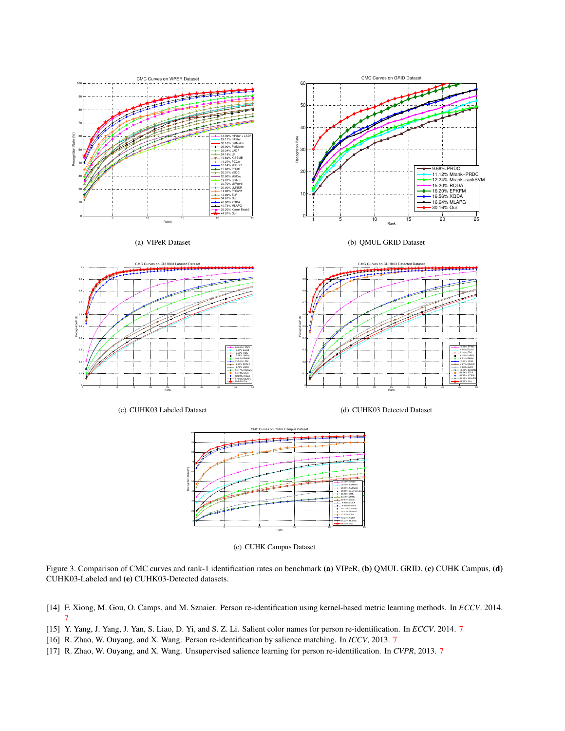(a) VIPeR Dataset

(b) QMUL GRID Dataset

(c) CUHK03 Labeled Dataset

(d) CUHK03 Detected Dataset

(e) CUHK Campus Dataset

Figure 3. Comparison of CMC curves and rank-1 identification rates on benchmark **(a)** VIPeR, **(b)** QMUL GRID, **(c)** CUHK Campus, **(d)** CUHK03-Labeled and **(e)** CUHK03-Detected datasets.

[14] F. Xiong, M. Gou, O. Camps, and M. Sznaier. Person re-identification using kernel-based metric learning methods. In *ECCV*. 2014. 7

[15] Y. Yang, J. Yang, J. Yan, S. Liao, D. Yi, and S. Z. Li. Salient color names for person re-identification. In *ECCV*. 2014. 7

[16] R. Zhao, W. Ouyang, and X. Wang. Person re-identification by salience matching. In *ICCV*, 2013. 7

[17] R. Zhao, W. Ouyang, and X. Wang. Unsupervised salience learning for person re-identification. In *CVPR*, 2013. 7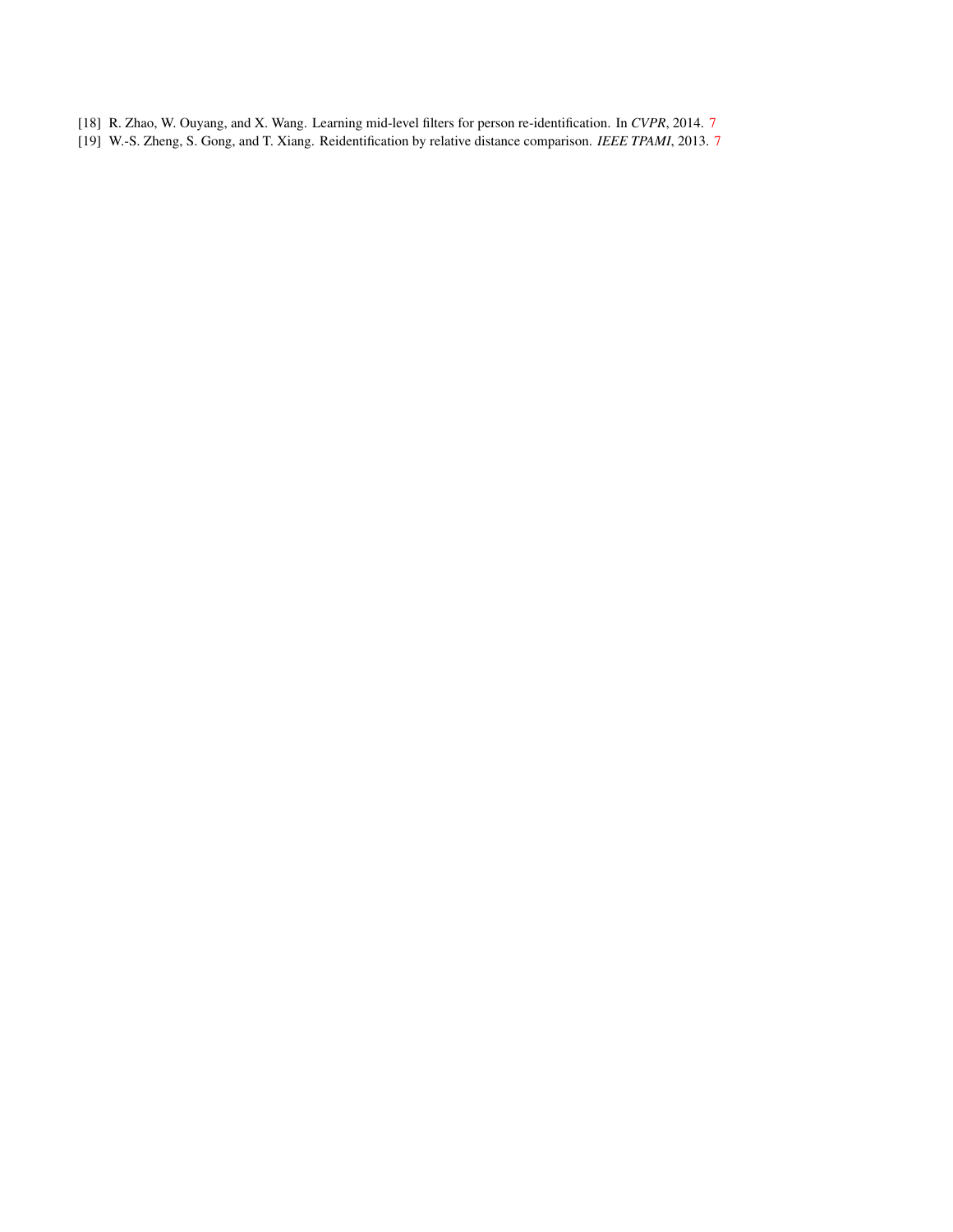[18] R. Zhao, W. Ouyang, and X. Wang. Learning mid-level filters for person re-identification. In *CVPR*, 2014. 7

[19] W.-S. Zheng, S. Gong, and T. Xiang. Reidentification by relative distance comparison. *IEEE TPAMI*, 2013. 7